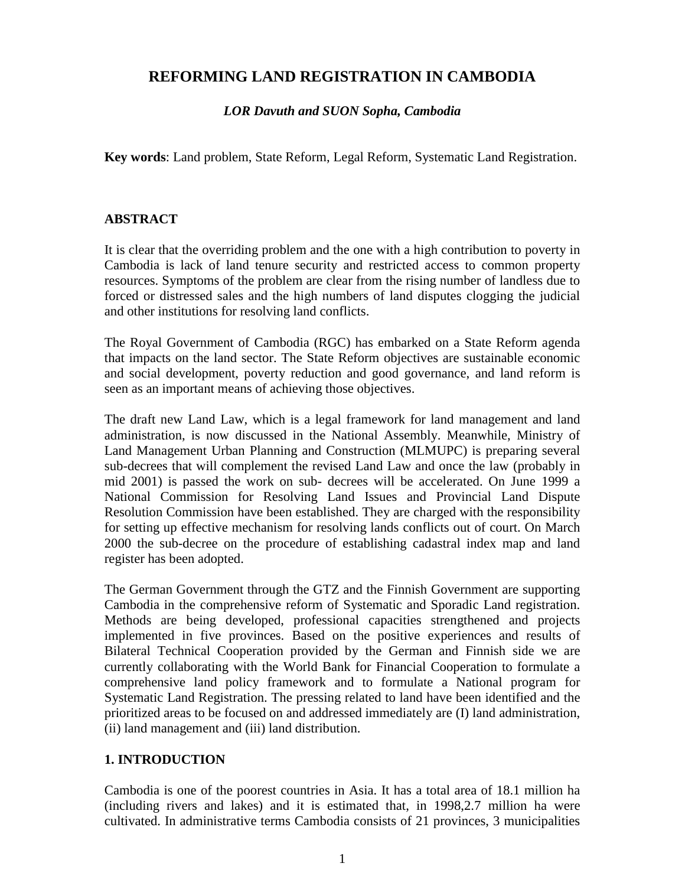# REFORMING LAND REGISTRATION IN CAMBODIA

***LOR Davuth and SUON Sopha, Cambodia***

**Key words**: Land problem, State Reform, Legal Reform, Systematic Land Registration.

## ABSTRACT

It is clear that the overriding problem and the one with a high contribution to poverty in Cambodia is lack of land tenure security and restricted access to common property resources. Symptoms of the problem are clear from the rising number of landless due to forced or distressed sales and the high numbers of land disputes clogging the judicial and other institutions for resolving land conflicts.

The Royal Government of Cambodia (RGC) has embarked on a State Reform agenda that impacts on the land sector. The State Reform objectives are sustainable economic and social development, poverty reduction and good governance, and land reform is seen as an important means of achieving those objectives.

The draft new Land Law, which is a legal framework for land management and land administration, is now discussed in the National Assembly. Meanwhile, Ministry of Land Management Urban Planning and Construction (MLMUPC) is preparing several sub-decrees that will complement the revised Land Law and once the law (probably in mid 2001) is passed the work on sub- decrees will be accelerated. On June 1999 a National Commission for Resolving Land Issues and Provincial Land Dispute Resolution Commission have been established. They are charged with the responsibility for setting up effective mechanism for resolving lands conflicts out of court. On March 2000 the sub-decree on the procedure of establishing cadastral index map and land register has been adopted.

The German Government through the GTZ and the Finnish Government are supporting Cambodia in the comprehensive reform of Systematic and Sporadic Land registration. Methods are being developed, professional capacities strengthened and projects implemented in five provinces. Based on the positive experiences and results of Bilateral Technical Cooperation provided by the German and Finnish side we are currently collaborating with the World Bank for Financial Cooperation to formulate a comprehensive land policy framework and to formulate a National program for Systematic Land Registration. The pressing related to land have been identified and the prioritized areas to be focused on and addressed immediately are (I) land administration, (ii) land management and (iii) land distribution.

## 1. INTRODUCTION

Cambodia is one of the poorest countries in Asia. It has a total area of 18.1 million ha (including rivers and lakes) and it is estimated that, in 1998,2.7 million ha were cultivated. In administrative terms Cambodia consists of 21 provinces, 3 municipalities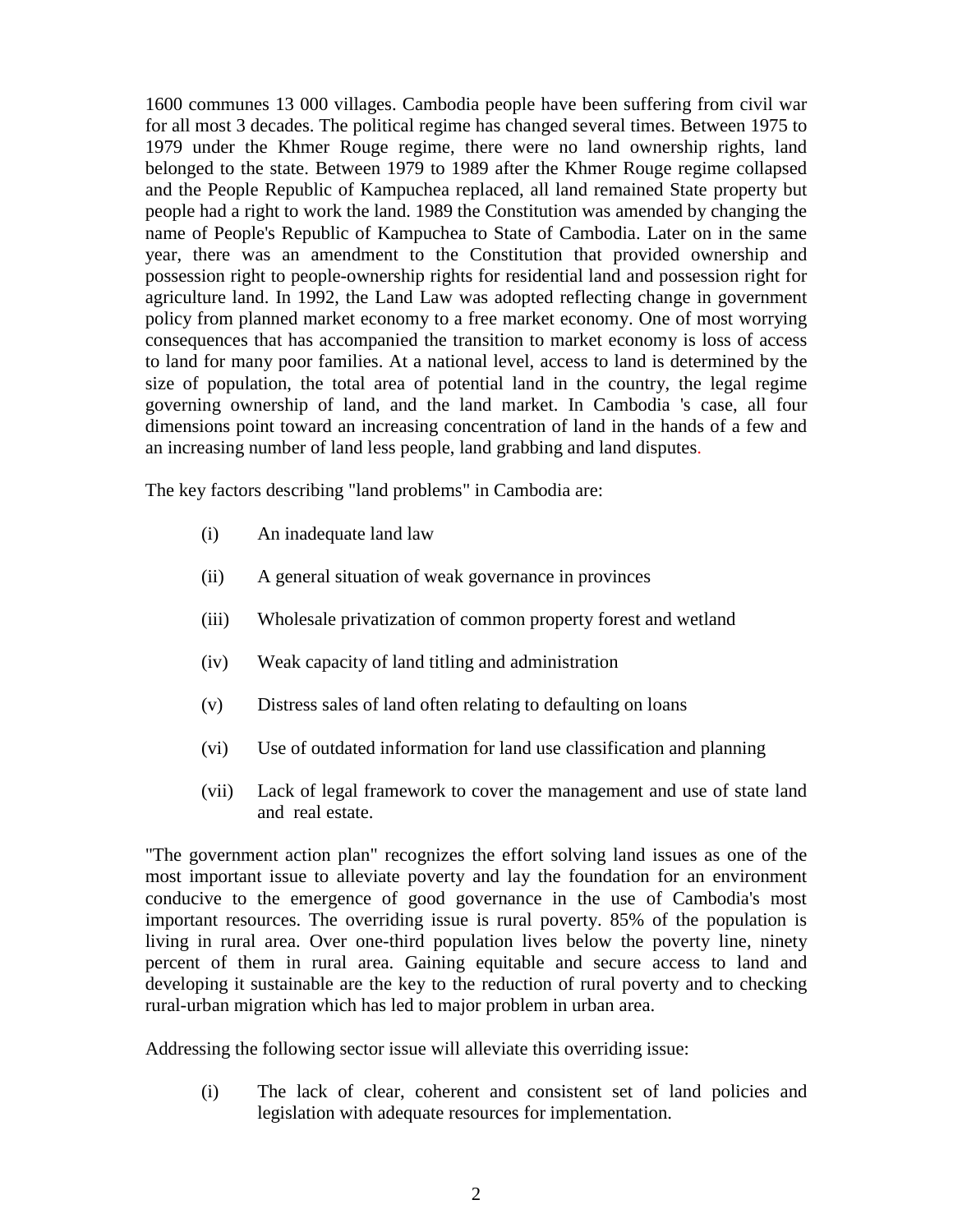1600 communes 13 000 villages. Cambodia people have been suffering from civil war for all most 3 decades. The political regime has changed several times. Between 1975 to 1979 under the Khmer Rouge regime, there were no land ownership rights, land belonged to the state. Between 1979 to 1989 after the Khmer Rouge regime collapsed and the People Republic of Kampuchea replaced, all land remained State property but people had a right to work the land. 1989 the Constitution was amended by changing the name of People's Republic of Kampuchea to State of Cambodia. Later on in the same year, there was an amendment to the Constitution that provided ownership and possession right to people-ownership rights for residential land and possession right for agriculture land. In 1992, the Land Law was adopted reflecting change in government policy from planned market economy to a free market economy. One of most worrying consequences that has accompanied the transition to market economy is loss of access to land for many poor families. At a national level, access to land is determined by the size of population, the total area of potential land in the country, the legal regime governing ownership of land, and the land market. In Cambodia 's case, all four dimensions point toward an increasing concentration of land in the hands of a few and an increasing number of land less people, land grabbing and land disputes.

The key factors describing "land problems" in Cambodia are:

(i) An inadequate land law

(ii) A general situation of weak governance in provinces

(iii) Wholesale privatization of common property forest and wetland

(iv) Weak capacity of land titling and administration

(v) Distress sales of land often relating to defaulting on loans

(vi) Use of outdated information for land use classification and planning

(vii) Lack of legal framework to cover the management and use of state land and real estate.

"The government action plan" recognizes the effort solving land issues as one of the most important issue to alleviate poverty and lay the foundation for an environment conducive to the emergence of good governance in the use of Cambodia's most important resources. The overriding issue is rural poverty. 85% of the population is living in rural area. Over one-third population lives below the poverty line, ninety percent of them in rural area. Gaining equitable and secure access to land and developing it sustainable are the key to the reduction of rural poverty and to checking rural-urban migration which has led to major problem in urban area.

Addressing the following sector issue will alleviate this overriding issue:

(i) The lack of clear, coherent and consistent set of land policies and legislation with adequate resources for implementation.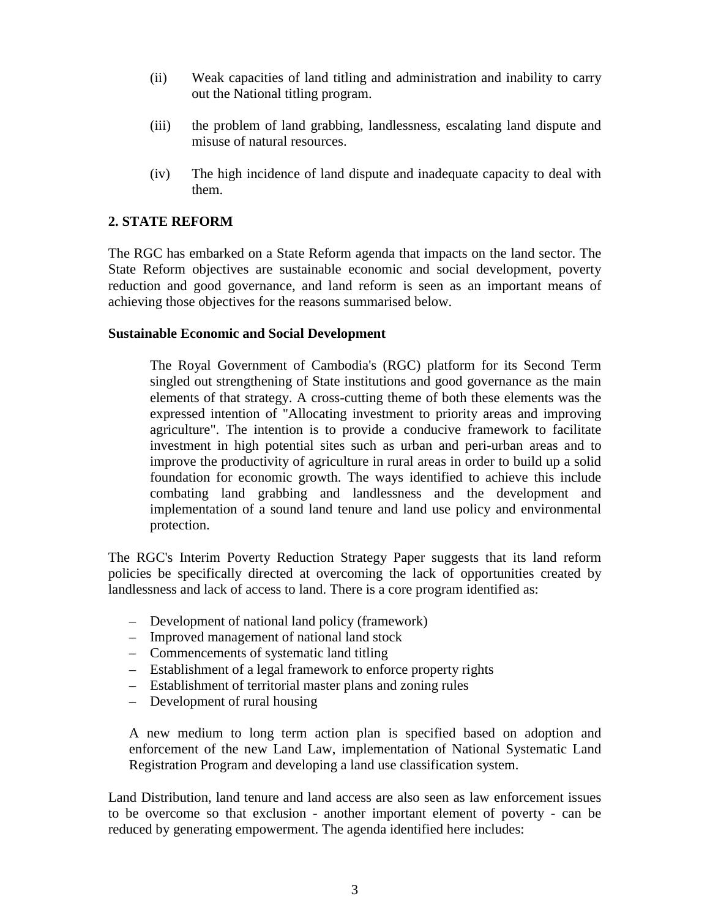(ii) Weak capacities of land titling and administration and inability to carry out the National titling program.

(iii) the problem of land grabbing, landlessness, escalating land dispute and misuse of natural resources.

(iv) The high incidence of land dispute and inadequate capacity to deal with them.

## 2. STATE REFORM

The RGC has embarked on a State Reform agenda that impacts on the land sector. The State Reform objectives are sustainable economic and social development, poverty reduction and good governance, and land reform is seen as an important means of achieving those objectives for the reasons summarised below.

### Sustainable Economic and Social Development

> The Royal Government of Cambodia's (RGC) platform for its Second Term singled out strengthening of State institutions and good governance as the main elements of that strategy. A cross-cutting theme of both these elements was the expressed intention of "Allocating investment to priority areas and improving agriculture". The intention is to provide a conducive framework to facilitate investment in high potential sites such as urban and peri-urban areas and to improve the productivity of agriculture in rural areas in order to build up a solid foundation for economic growth. The ways identified to achieve this include combating land grabbing and landlessness and the development and implementation of a sound land tenure and land use policy and environmental protection.

The RGC's Interim Poverty Reduction Strategy Paper suggests that its land reform policies be specifically directed at overcoming the lack of opportunities created by landlessness and lack of access to land. There is a core program identified as:

- Development of national land policy (framework)
- Improved management of national land stock
- Commencements of systematic land titling
- Establishment of a legal framework to enforce property rights
- Establishment of territorial master plans and zoning rules
- Development of rural housing

> A new medium to long term action plan is specified based on adoption and enforcement of the new Land Law, implementation of National Systematic Land Registration Program and developing a land use classification system.

Land Distribution, land tenure and land access are also seen as law enforcement issues to be overcome so that exclusion - another important element of poverty - can be reduced by generating empowerment. The agenda identified here includes: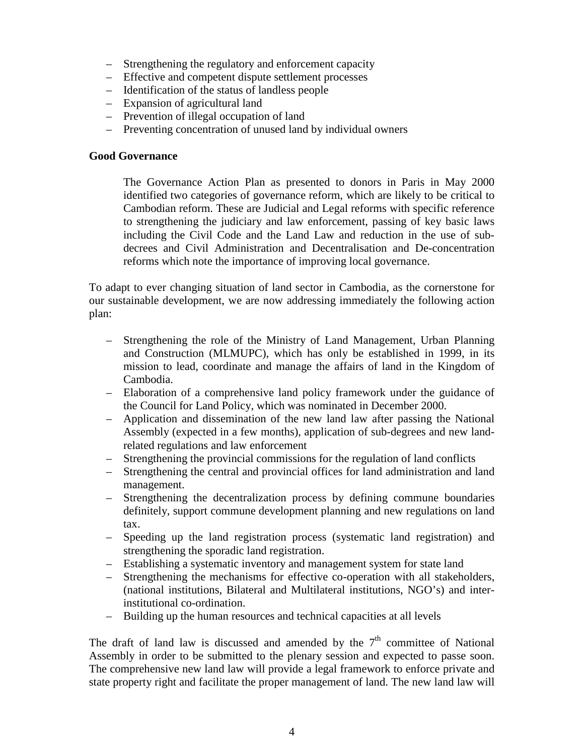- Strengthening the regulatory and enforcement capacity
- Effective and competent dispute settlement processes
- Identification of the status of landless people
- Expansion of agricultural land
- Prevention of illegal occupation of land
- Preventing concentration of unused land by individual owners

**Good Governance**

> The Governance Action Plan as presented to donors in Paris in May 2000 identified two categories of governance reform, which are likely to be critical to Cambodian reform. These are Judicial and Legal reforms with specific reference to strengthening the judiciary and law enforcement, passing of key basic laws including the Civil Code and the Land Law and reduction in the use of sub-decrees and Civil Administration and Decentralisation and De-concentration reforms which note the importance of improving local governance.

To adapt to ever changing situation of land sector in Cambodia, as the cornerstone for our sustainable development, we are now addressing immediately the following action plan:

- Strengthening the role of the Ministry of Land Management, Urban Planning and Construction (MLMUPC), which has only be established in 1999, in its mission to lead, coordinate and manage the affairs of land in the Kingdom of Cambodia.
- Elaboration of a comprehensive land policy framework under the guidance of the Council for Land Policy, which was nominated in December 2000.
- Application and dissemination of the new land law after passing the National Assembly (expected in a few months), application of sub-degrees and new land-related regulations and law enforcement
- Strengthening the provincial commissions for the regulation of land conflicts
- Strengthening the central and provincial offices for land administration and land management.
- Strengthening the decentralization process by defining commune boundaries definitely, support commune development planning and new regulations on land tax.
- Speeding up the land registration process (systematic land registration) and strengthening the sporadic land registration.
- Establishing a systematic inventory and management system for state land
- Strengthening the mechanisms for effective co-operation with all stakeholders, (national institutions, Bilateral and Multilateral institutions, NGO's) and inter-institutional co-ordination.
- Building up the human resources and technical capacities at all levels

The draft of land law is discussed and amended by the 7th committee of National Assembly in order to be submitted to the plenary session and expected to passe soon. The comprehensive new land law will provide a legal framework to enforce private and state property right and facilitate the proper management of land. The new land law will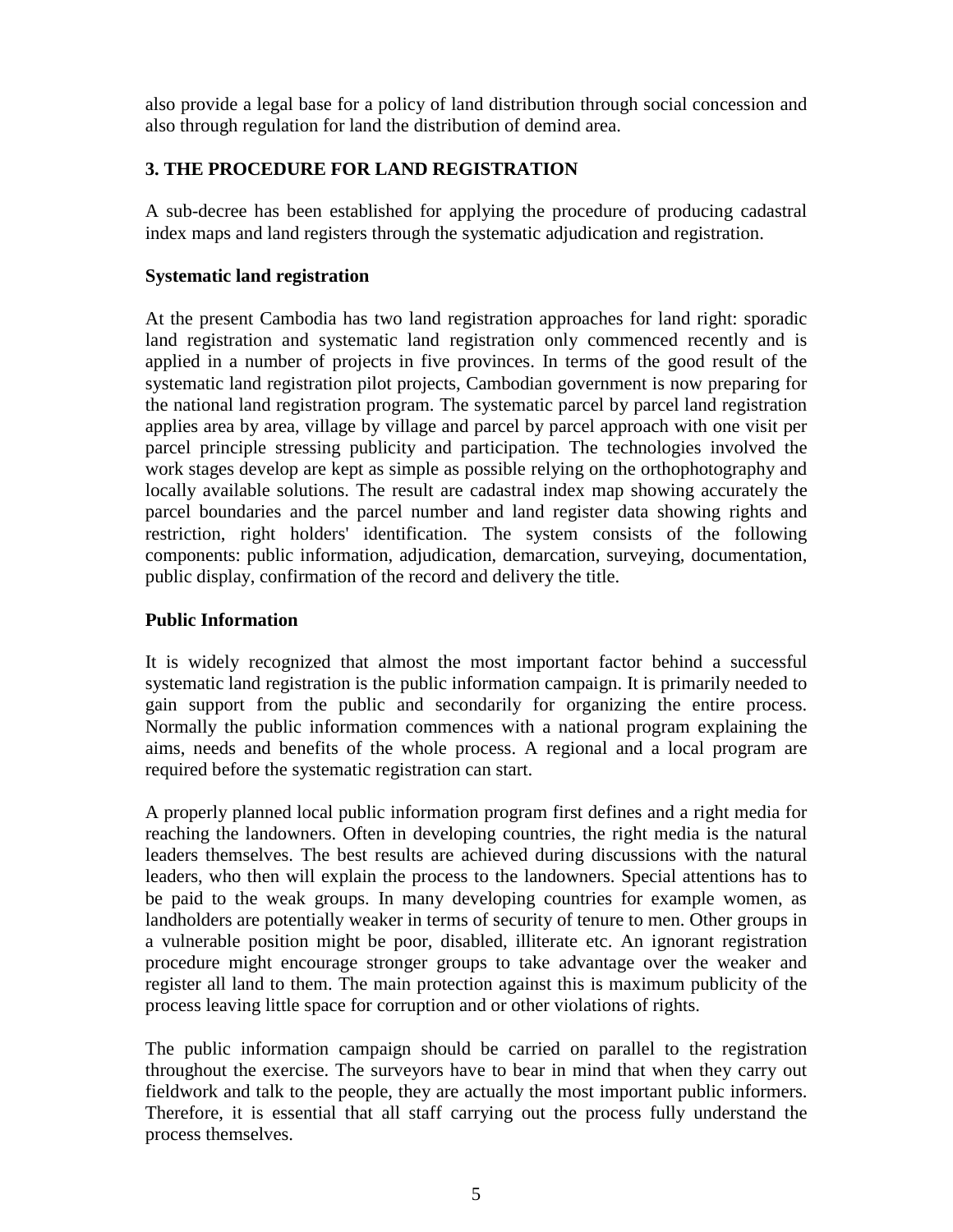also provide a legal base for a policy of land distribution through social concession and also through regulation for land the distribution of demind area.

## 3. THE PROCEDURE FOR LAND REGISTRATION

A sub-decree has been established for applying the procedure of producing cadastral index maps and land registers through the systematic adjudication and registration.

### Systematic land registration

At the present Cambodia has two land registration approaches for land right: sporadic land registration and systematic land registration only commenced recently and is applied in a number of projects in five provinces. In terms of the good result of the systematic land registration pilot projects, Cambodian government is now preparing for the national land registration program. The systematic parcel by parcel land registration applies area by area, village by village and parcel by parcel approach with one visit per parcel principle stressing publicity and participation. The technologies involved the work stages develop are kept as simple as possible relying on the orthophotography and locally available solutions. The result are cadastral index map showing accurately the parcel boundaries and the parcel number and land register data showing rights and restriction, right holders' identification. The system consists of the following components: public information, adjudication, demarcation, surveying, documentation, public display, confirmation of the record and delivery the title.

### Public Information

It is widely recognized that almost the most important factor behind a successful systematic land registration is the public information campaign. It is primarily needed to gain support from the public and secondarily for organizing the entire process. Normally the public information commences with a national program explaining the aims, needs and benefits of the whole process. A regional and a local program are required before the systematic registration can start.

A properly planned local public information program first defines and a right media for reaching the landowners. Often in developing countries, the right media is the natural leaders themselves. The best results are achieved during discussions with the natural leaders, who then will explain the process to the landowners. Special attentions has to be paid to the weak groups. In many developing countries for example women, as landholders are potentially weaker in terms of security of tenure to men. Other groups in a vulnerable position might be poor, disabled, illiterate etc. An ignorant registration procedure might encourage stronger groups to take advantage over the weaker and register all land to them. The main protection against this is maximum publicity of the process leaving little space for corruption and or other violations of rights.

The public information campaign should be carried on parallel to the registration throughout the exercise. The surveyors have to bear in mind that when they carry out fieldwork and talk to the people, they are actually the most important public informers. Therefore, it is essential that all staff carrying out the process fully understand the process themselves.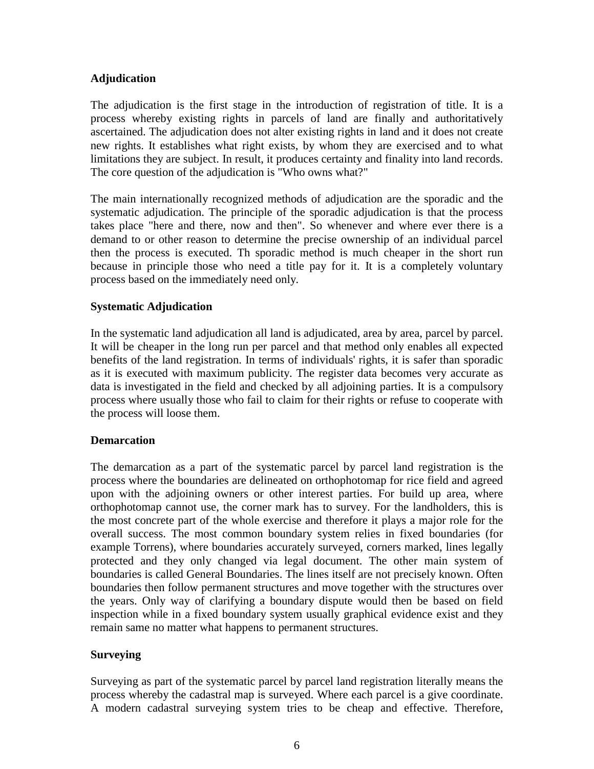## Adjudication

The adjudication is the first stage in the introduction of registration of title. It is a process whereby existing rights in parcels of land are finally and authoritatively ascertained. The adjudication does not alter existing rights in land and it does not create new rights. It establishes what right exists, by whom they are exercised and to what limitations they are subject. In result, it produces certainty and finality into land records. The core question of the adjudication is "Who owns what?"

The main internationally recognized methods of adjudication are the sporadic and the systematic adjudication. The principle of the sporadic adjudication is that the process takes place "here and there, now and then". So whenever and where ever there is a demand to or other reason to determine the precise ownership of an individual parcel then the process is executed. Th sporadic method is much cheaper in the short run because in principle those who need a title pay for it. It is a completely voluntary process based on the immediately need only.

## Systematic Adjudication

In the systematic land adjudication all land is adjudicated, area by area, parcel by parcel. It will be cheaper in the long run per parcel and that method only enables all expected benefits of the land registration. In terms of individuals' rights, it is safer than sporadic as it is executed with maximum publicity. The register data becomes very accurate as data is investigated in the field and checked by all adjoining parties. It is a compulsory process where usually those who fail to claim for their rights or refuse to cooperate with the process will loose them.

## Demarcation

The demarcation as a part of the systematic parcel by parcel land registration is the process where the boundaries are delineated on orthophotomap for rice field and agreed upon with the adjoining owners or other interest parties. For build up area, where orthophotomap cannot use, the corner mark has to survey. For the landholders, this is the most concrete part of the whole exercise and therefore it plays a major role for the overall success. The most common boundary system relies in fixed boundaries (for example Torrens), where boundaries accurately surveyed, corners marked, lines legally protected and they only changed via legal document. The other main system of boundaries is called General Boundaries. The lines itself are not precisely known. Often boundaries then follow permanent structures and move together with the structures over the years. Only way of clarifying a boundary dispute would then be based on field inspection while in a fixed boundary system usually graphical evidence exist and they remain same no matter what happens to permanent structures.

## Surveying

Surveying as part of the systematic parcel by parcel land registration literally means the process whereby the cadastral map is surveyed. Where each parcel is a give coordinate. A modern cadastral surveying system tries to be cheap and effective. Therefore,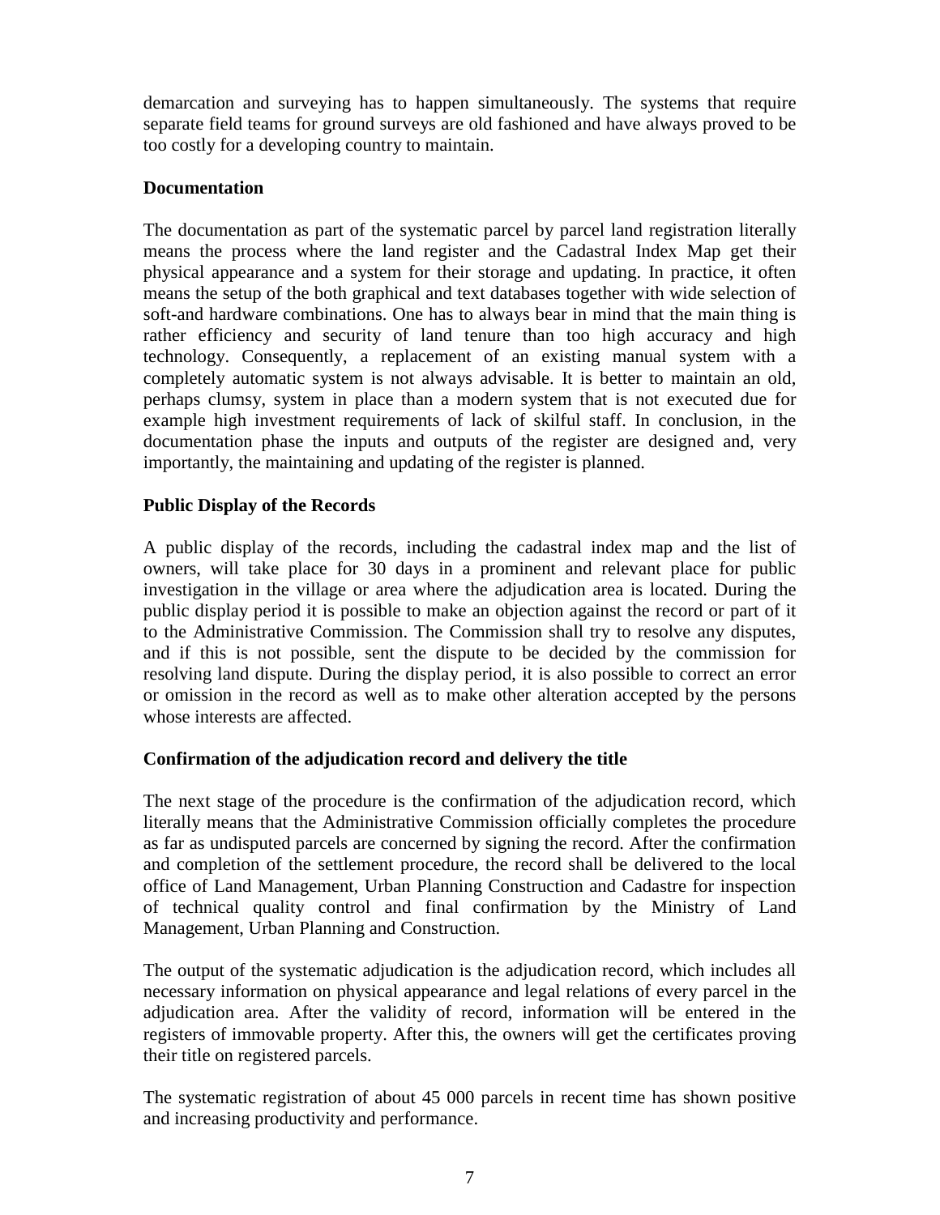demarcation and surveying has to happen simultaneously. The systems that require separate field teams for ground surveys are old fashioned and have always proved to be too costly for a developing country to maintain.

**Documentation**

The documentation as part of the systematic parcel by parcel land registration literally means the process where the land register and the Cadastral Index Map get their physical appearance and a system for their storage and updating. In practice, it often means the setup of the both graphical and text databases together with wide selection of soft-and hardware combinations. One has to always bear in mind that the main thing is rather efficiency and security of land tenure than too high accuracy and high technology. Consequently, a replacement of an existing manual system with a completely automatic system is not always advisable. It is better to maintain an old, perhaps clumsy, system in place than a modern system that is not executed due for example high investment requirements of lack of skilful staff. In conclusion, in the documentation phase the inputs and outputs of the register are designed and, very importantly, the maintaining and updating of the register is planned.

**Public Display of the Records**

A public display of the records, including the cadastral index map and the list of owners, will take place for 30 days in a prominent and relevant place for public investigation in the village or area where the adjudication area is located. During the public display period it is possible to make an objection against the record or part of it to the Administrative Commission. The Commission shall try to resolve any disputes, and if this is not possible, sent the dispute to be decided by the commission for resolving land dispute. During the display period, it is also possible to correct an error or omission in the record as well as to make other alteration accepted by the persons whose interests are affected.

**Confirmation of the adjudication record and delivery the title**

The next stage of the procedure is the confirmation of the adjudication record, which literally means that the Administrative Commission officially completes the procedure as far as undisputed parcels are concerned by signing the record. After the confirmation and completion of the settlement procedure, the record shall be delivered to the local office of Land Management, Urban Planning Construction and Cadastre for inspection of technical quality control and final confirmation by the Ministry of Land Management, Urban Planning and Construction.

The output of the systematic adjudication is the adjudication record, which includes all necessary information on physical appearance and legal relations of every parcel in the adjudication area. After the validity of record, information will be entered in the registers of immovable property. After this, the owners will get the certificates proving their title on registered parcels.

The systematic registration of about 45 000 parcels in recent time has shown positive and increasing productivity and performance.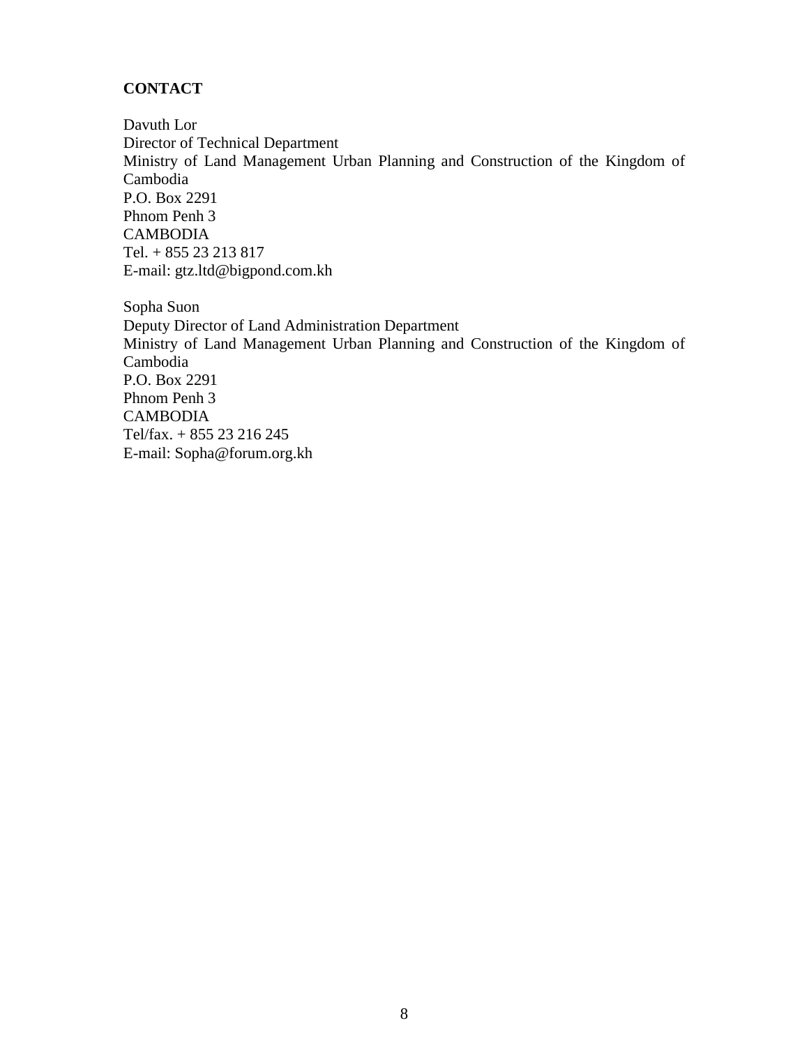**CONTACT**

Davuth Lor  
Director of Technical Department  
Ministry of Land Management Urban Planning and Construction of the Kingdom of Cambodia  
P.O. Box 2291  
Phnom Penh 3  
CAMBODIA  
Tel. + 855 23 213 817  
E-mail: gtz.ltd@bigpond.com.kh

Sopha Suon  
Deputy Director of Land Administration Department  
Ministry of Land Management Urban Planning and Construction of the Kingdom of Cambodia  
P.O. Box 2291  
Phnom Penh 3  
CAMBODIA  
Tel/fax. + 855 23 216 245  
E-mail: Sopha@forum.org.kh